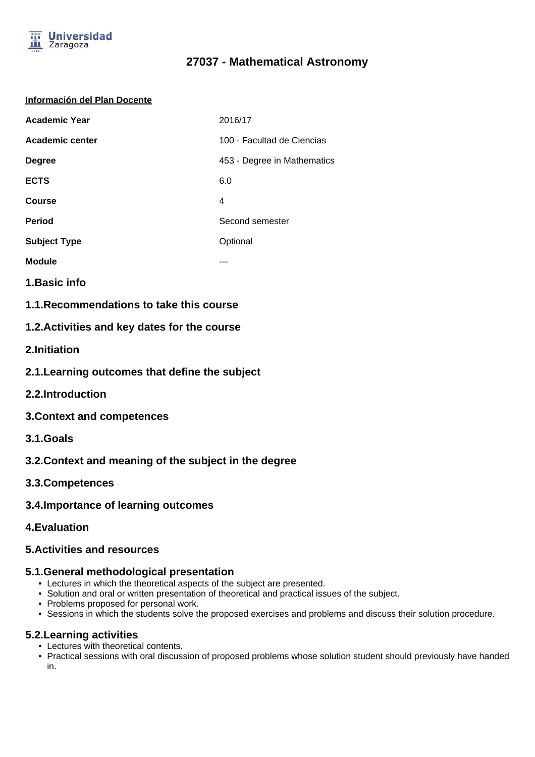# 27037 - Mathematical Astronomy

**Información del Plan Docente**

| | |
|---|---|
| **Academic Year** | 2016/17 |
| **Academic center** | 100 - Facultad de Ciencias |
| **Degree** | 453 - Degree in Mathematics |
| **ECTS** | 6.0 |
| **Course** | 4 |
| **Period** | Second semester |
| **Subject Type** | Optional |
| **Module** | --- |

## 1.Basic info

### 1.1.Recommendations to take this course

### 1.2.Activities and key dates for the course

## 2.Initiation

### 2.1.Learning outcomes that define the subject

### 2.2.Introduction

## 3.Context and competences

### 3.1.Goals

### 3.2.Context and meaning of the subject in the degree

### 3.3.Competences

### 3.4.Importance of learning outcomes

## 4.Evaluation

## 5.Activities and resources

### 5.1.General methodological presentation

- Lectures in which the theoretical aspects of the subject are presented.
- Solution and oral or written presentation of theoretical and practical issues of the subject.
- Problems proposed for personal work.
- Sessions in which the students solve the proposed exercises and problems and discuss their solution procedure.

### 5.2.Learning activities

- Lectures with theoretical contents.
- Practical sessions with oral discussion of proposed problems whose solution student should previously have handed in.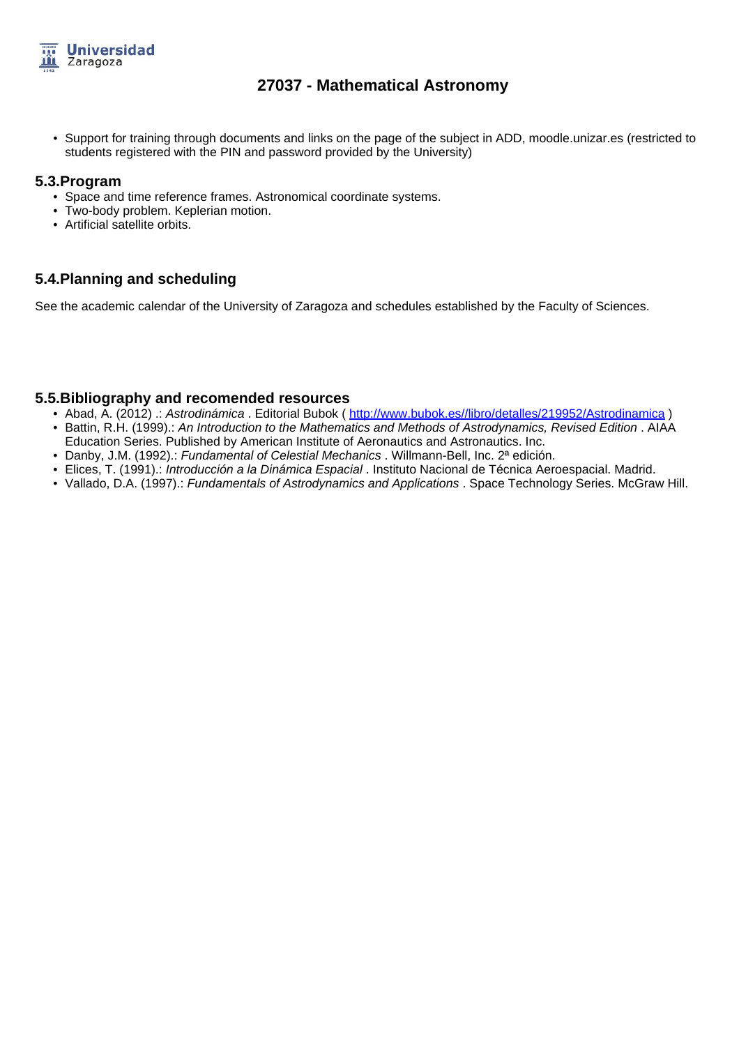- Support for training through documents and links on the page of the subject in ADD, moodle.unizar.es (restricted to students registered with the PIN and password provided by the University)

## 5.3.Program

- Space and time reference frames. Astronomical coordinate systems.
- Two-body problem. Keplerian motion.
- Artificial satellite orbits.

## 5.4.Planning and scheduling

See the academic calendar of the University of Zaragoza and schedules established by the Faculty of Sciences.

## 5.5.Bibliography and recomended resources

- Abad, A. (2012) .: *Astrodinámica* . Editorial Bubok ( [http://www.bubok.es//libro/detalles/219952/Astrodinamica](http://www.bubok.es//libro/detalles/219952/Astrodinamica) )
- Battin, R.H. (1999).: *An Introduction to the Mathematics and Methods of Astrodynamics, Revised Edition* . AIAA Education Series. Published by American Institute of Aeronautics and Astronautics. Inc.
- Danby, J.M. (1992).: *Fundamental of Celestial Mechanics* . Willmann-Bell, Inc. 2ª edición.
- Elices, T. (1991).: *Introducción a la Dinámica Espacial* . Instituto Nacional de Técnica Aeroespacial. Madrid.
- Vallado, D.A. (1997).: *Fundamentals of Astrodynamics and Applications* . Space Technology Series. McGraw Hill.